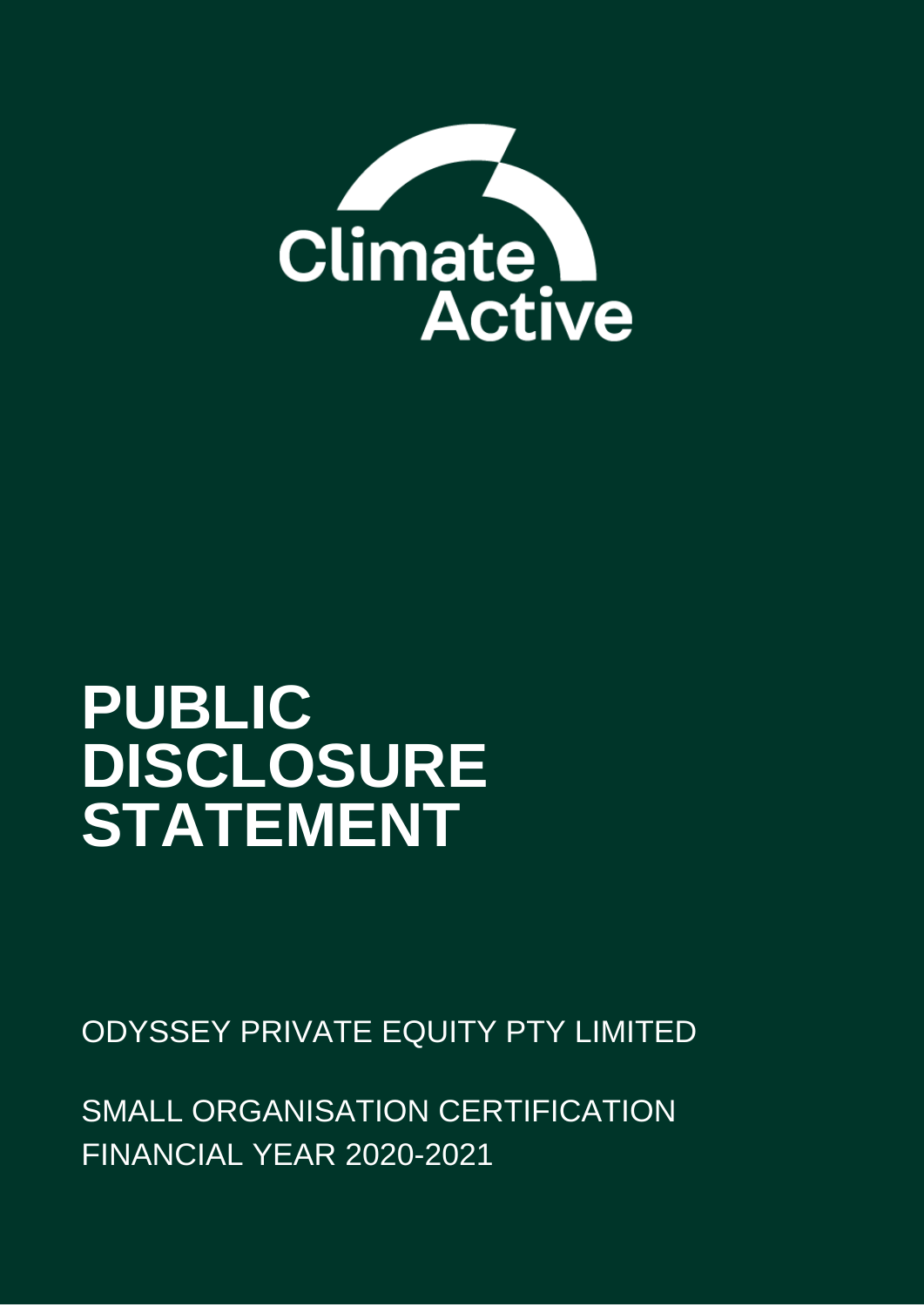Climate Active

# PUBLIC DISCLOSURE STATEMENT

ODYSSEY PRIVATE EQUITY PTY LIMITED

SMALL ORGANISATION CERTIFICATION
FINANCIAL YEAR 2020-2021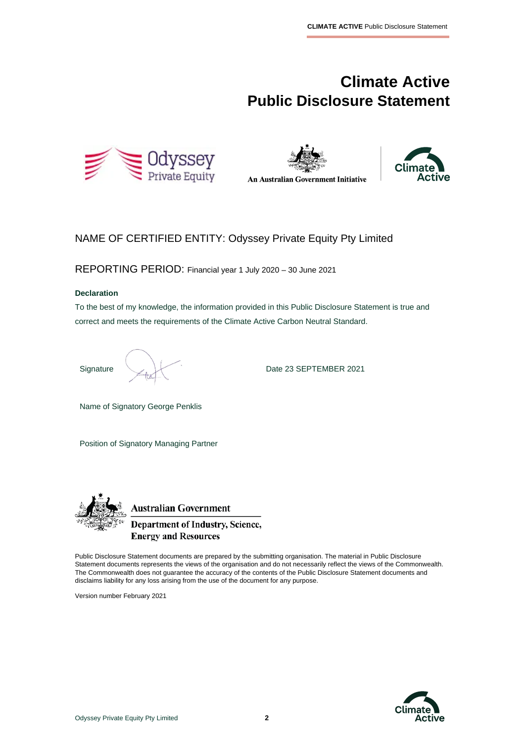# Climate Active
# Public Disclosure Statement

Odyssey Private Equity

An Australian Government Initiative

Climate Active

NAME OF CERTIFIED ENTITY: Odyssey Private Equity Pty Limited

REPORTING PERIOD: Financial year 1 July 2020 – 30 June 2021

**Declaration**

To the best of my knowledge, the information provided in this Public Disclosure Statement is true and correct and meets the requirements of the Climate Active Carbon Neutral Standard.

Signature

Date 23 SEPTEMBER 2021

Name of Signatory George Penklis

Position of Signatory Managing Partner

Australian Government

Department of Industry, Science, Energy and Resources

Public Disclosure Statement documents are prepared by the submitting organisation. The material in Public Disclosure Statement documents represents the views of the organisation and do not necessarily reflect the views of the Commonwealth. The Commonwealth does not guarantee the accuracy of the contents of the Public Disclosure Statement documents and disclaims liability for any loss arising from the use of the document for any purpose.

Version number February 2021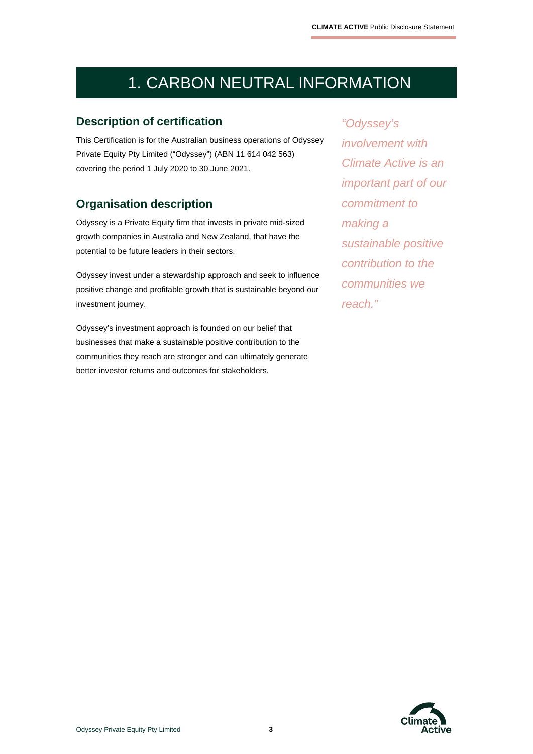# 1. CARBON NEUTRAL INFORMATION

## Description of certification

This Certification is for the Australian business operations of Odyssey Private Equity Pty Limited ("Odyssey") (ABN 11 614 042 563) covering the period 1 July 2020 to 30 June 2021.

## Organisation description

Odyssey is a Private Equity firm that invests in private mid-sized growth companies in Australia and New Zealand, that have the potential to be future leaders in their sectors.

Odyssey invest under a stewardship approach and seek to influence positive change and profitable growth that is sustainable beyond our investment journey.

Odyssey's investment approach is founded on our belief that businesses that make a sustainable positive contribution to the communities they reach are stronger and can ultimately generate better investor returns and outcomes for stakeholders.

*"Odyssey's involvement with Climate Active is an important part of our commitment to making a sustainable positive contribution to the communities we reach."*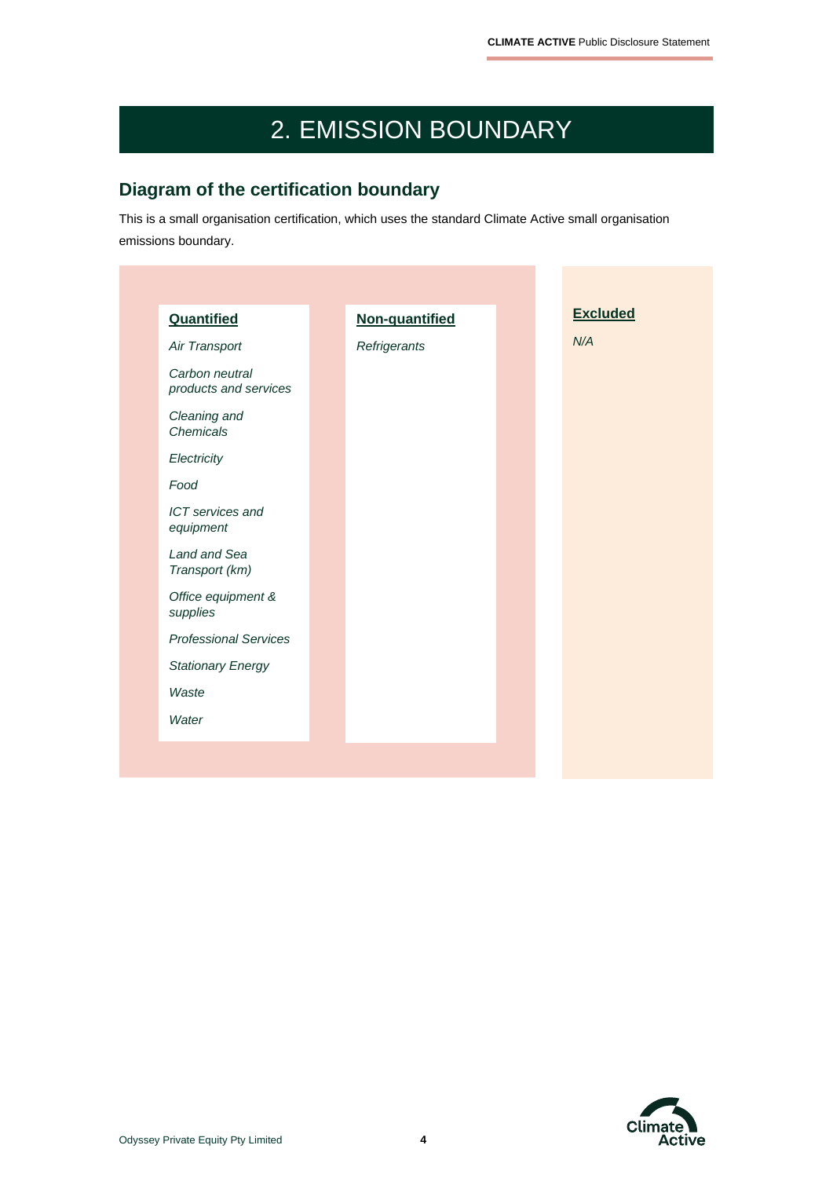# 2. EMISSION BOUNDARY

## Diagram of the certification boundary

This is a small organisation certification, which uses the standard Climate Active small organisation emissions boundary.

**Quantified**

*Air Transport*

*Carbon neutral products and services*

*Cleaning and Chemicals*

*Electricity*

*Food*

*ICT services and equipment*

*Land and Sea Transport (km)*

*Office equipment & supplies*

*Professional Services*

*Stationary Energy*

*Waste*

*Water*

**Non-quantified**

*Refrigerants*

**Excluded**

*N/A*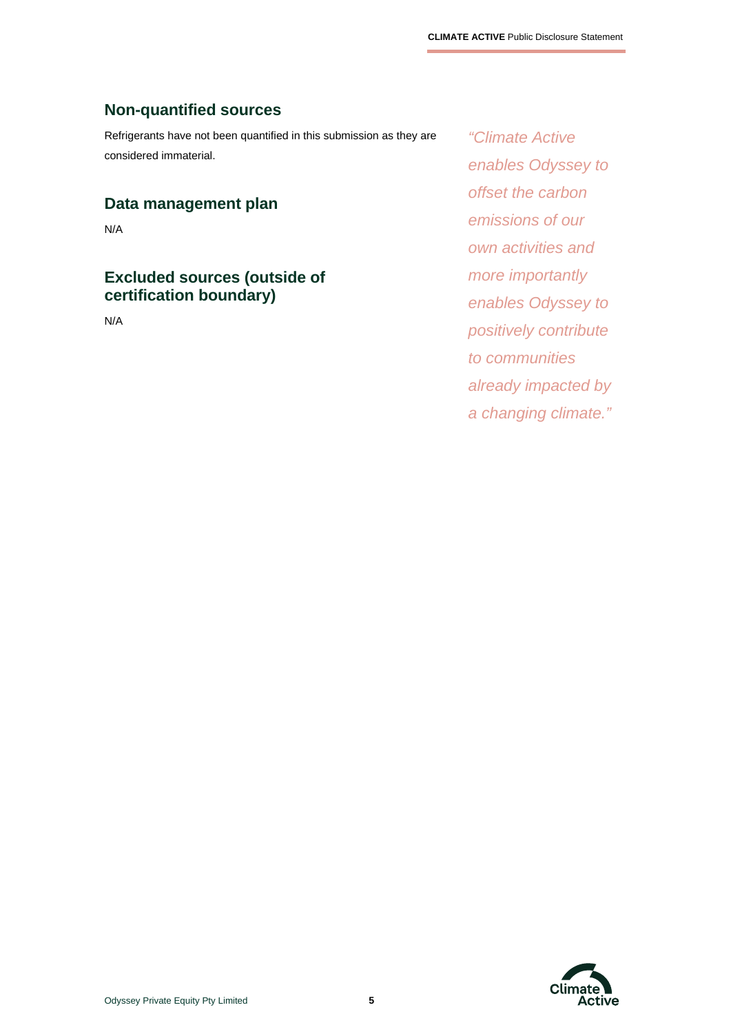## Non-quantified sources

Refrigerants have not been quantified in this submission as they are considered immaterial.

## Data management plan

N/A

## Excluded sources (outside of certification boundary)

N/A

*"Climate Active enables Odyssey to offset the carbon emissions of our own activities and more importantly enables Odyssey to positively contribute to communities already impacted by a changing climate."*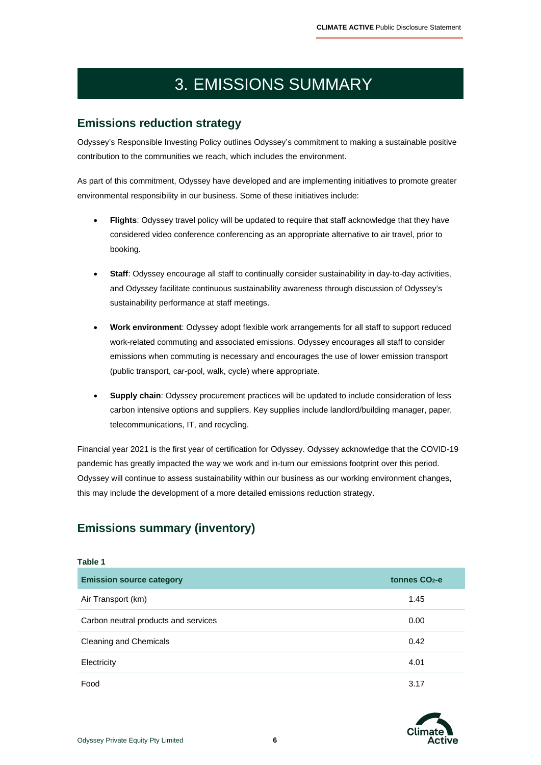# 3. EMISSIONS SUMMARY

## Emissions reduction strategy

Odyssey's Responsible Investing Policy outlines Odyssey's commitment to making a sustainable positive contribution to the communities we reach, which includes the environment.

As part of this commitment, Odyssey have developed and are implementing initiatives to promote greater environmental responsibility in our business. Some of these initiatives include:

- **Flights**: Odyssey travel policy will be updated to require that staff acknowledge that they have considered video conference conferencing as an appropriate alternative to air travel, prior to booking.
- **Staff**: Odyssey encourage all staff to continually consider sustainability in day-to-day activities, and Odyssey facilitate continuous sustainability awareness through discussion of Odyssey's sustainability performance at staff meetings.
- **Work environment**: Odyssey adopt flexible work arrangements for all staff to support reduced work-related commuting and associated emissions. Odyssey encourages all staff to consider emissions when commuting is necessary and encourages the use of lower emission transport (public transport, car-pool, walk, cycle) where appropriate.
- **Supply chain**: Odyssey procurement practices will be updated to include consideration of less carbon intensive options and suppliers. Key supplies include landlord/building manager, paper, telecommunications, IT, and recycling.

Financial year 2021 is the first year of certification for Odyssey. Odyssey acknowledge that the COVID-19 pandemic has greatly impacted the way we work and in-turn our emissions footprint over this period. Odyssey will continue to assess sustainability within our business as our working environment changes, this may include the development of a more detailed emissions reduction strategy.

## Emissions summary (inventory)

**Table 1**

| Emission source category | tonnes $CO_2$-e |
|---|---|
| Air Transport (km) | 1.45 |
| Carbon neutral products and services | 0.00 |
| Cleaning and Chemicals | 0.42 |
| Electricity | 4.01 |
| Food | 3.17 |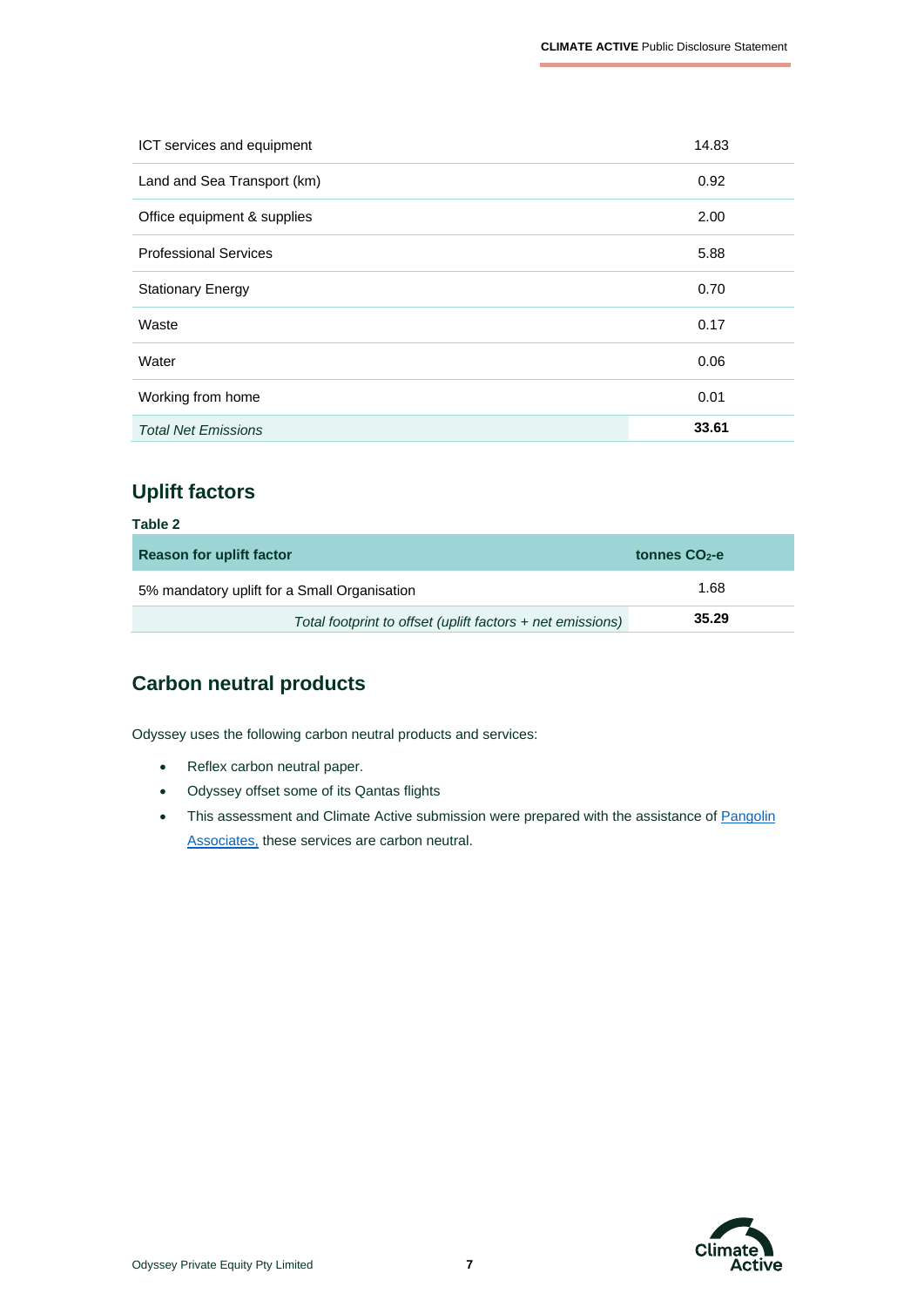| | |
|---|---|
| ICT services and equipment | 14.83 |
| Land and Sea Transport (km) | 0.92 |
| Office equipment & supplies | 2.00 |
| Professional Services | 5.88 |
| Stationary Energy | 0.70 |
| Waste | 0.17 |
| Water | 0.06 |
| Working from home | 0.01 |
| *Total Net Emissions* | **33.61** |

## Uplift factors

**Table 2**

| Reason for uplift factor | tonnes $CO_2$-e |
|---|---|
| 5% mandatory uplift for a Small Organisation | 1.68 |
| *Total footprint to offset (uplift factors + net emissions)* | **35.29** |

## Carbon neutral products

Odyssey uses the following carbon neutral products and services:

- Reflex carbon neutral paper.
- Odyssey offset some of its Qantas flights
- This assessment and Climate Active submission were prepared with the assistance of Pangolin Associates, these services are carbon neutral.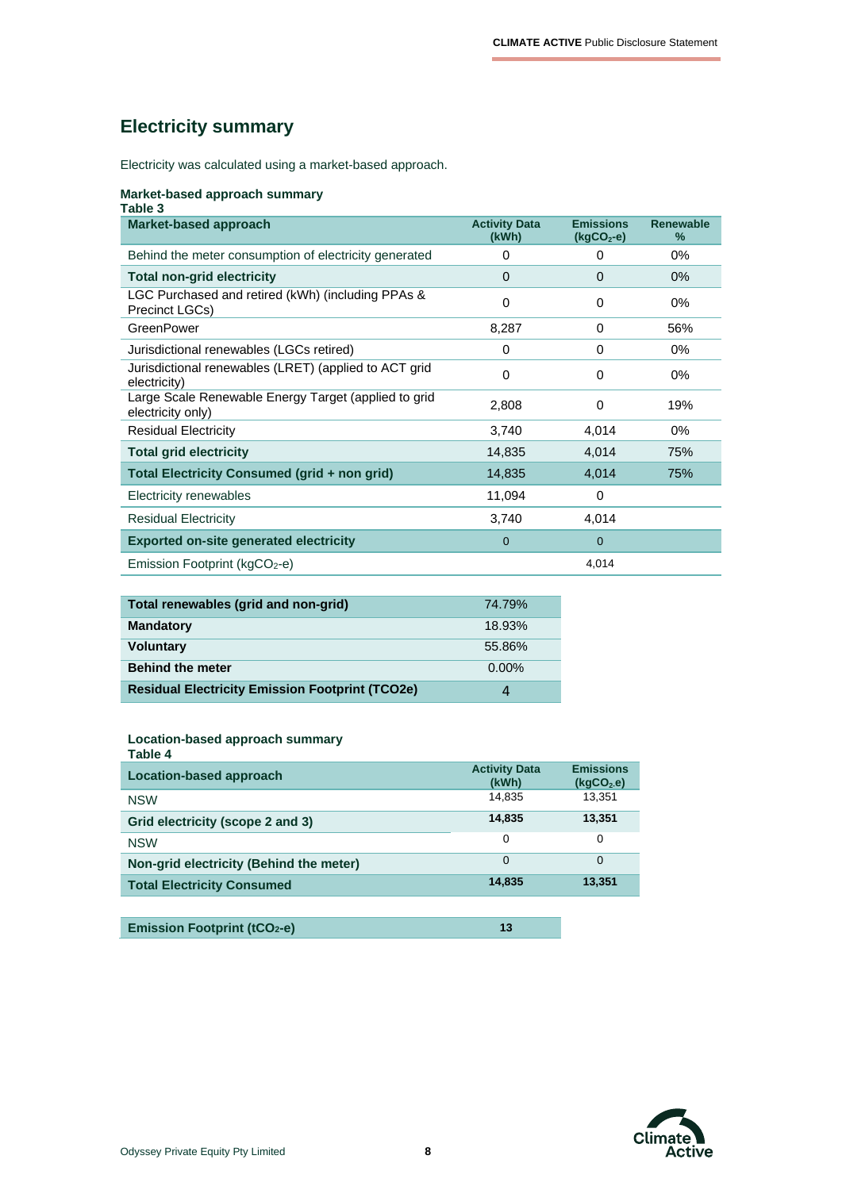## Electricity summary

Electricity was calculated using a market-based approach.

**Market-based approach summary**
**Table 3**

| Market-based approach | Activity Data (kWh) | Emissions ($kgCO_2$-e) | Renewable % |
| --- | --- | --- | --- |
| Behind the meter consumption of electricity generated | 0 | 0 | 0% |
| **Total non-grid electricity** | 0 | 0 | 0% |
| LGC Purchased and retired (kWh) (including PPAs & Precinct LGCs) | 0 | 0 | 0% |
| GreenPower | 8,287 | 0 | 56% |
| Jurisdictional renewables (LGCs retired) | 0 | 0 | 0% |
| Jurisdictional renewables (LRET) (applied to ACT grid electricity) | 0 | 0 | 0% |
| Large Scale Renewable Energy Target (applied to grid electricity only) | 2,808 | 0 | 19% |
| Residual Electricity | 3,740 | 4,014 | 0% |
| **Total grid electricity** | 14,835 | 4,014 | 75% |
| **Total Electricity Consumed (grid + non grid)** | 14,835 | 4,014 | 75% |
| Electricity renewables | 11,094 | 0 | |
| Residual Electricity | 3,740 | 4,014 | |
| **Exported on-site generated electricity** | 0 | 0 | |
| Emission Footprint ($kgCO_2$-e) | | 4,014 | |

| | |
| --- | --- |
| **Total renewables (grid and non-grid)** | 74.79% |
| **Mandatory** | 18.93% |
| **Voluntary** | 55.86% |
| **Behind the meter** | 0.00% |
| **Residual Electricity Emission Footprint (TCO2e)** | 4 |

**Location-based approach summary**
**Table 4**

| Location-based approach | Activity Data (kWh) | Emissions ($kgCO_2$-e) |
| --- | --- | --- |
| NSW | 14,835 | 13,351 |
| **Grid electricity (scope 2 and 3)** | **14,835** | **13,351** |
| NSW | 0 | 0 |
| **Non-grid electricity (Behind the meter)** | 0 | 0 |
| **Total Electricity Consumed** | **14,835** | **13,351** |

| | |
| --- | --- |
| **Emission Footprint ($tCO_2$-e)** | **13** |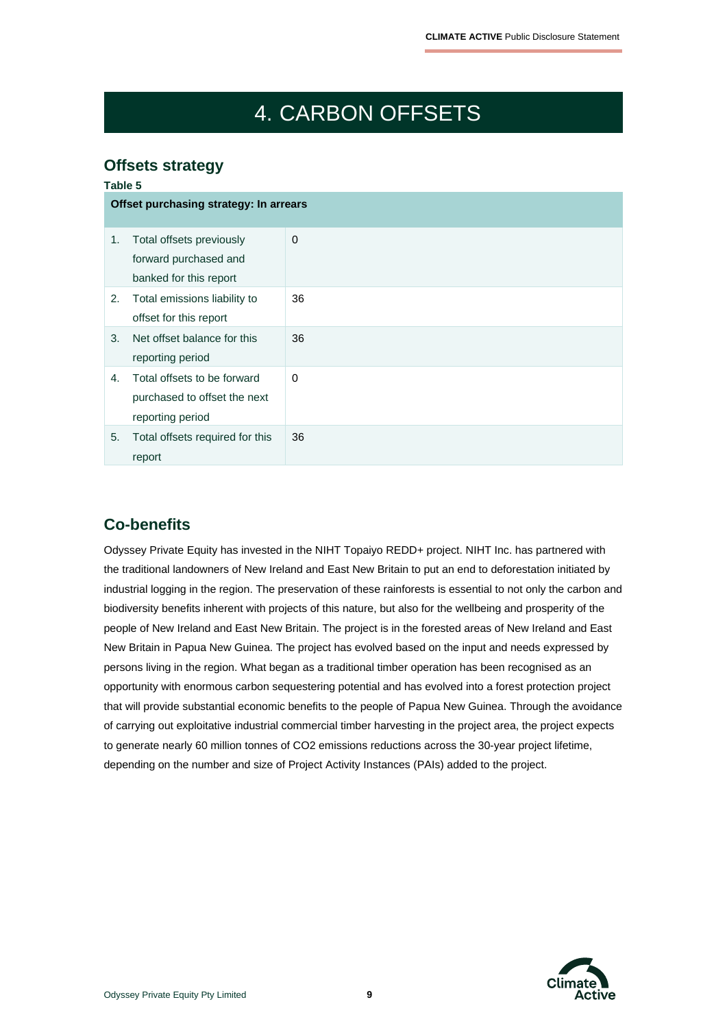# 4. CARBON OFFSETS

## Offsets strategy

**Table 5**

| Offset purchasing strategy: In arrears | |
|---|---|
| 1. Total offsets previously forward purchased and banked for this report | 0 |
| 2. Total emissions liability to offset for this report | 36 |
| 3. Net offset balance for this reporting period | 36 |
| 4. Total offsets to be forward purchased to offset the next reporting period | 0 |
| 5. Total offsets required for this report | 36 |

## Co-benefits

Odyssey Private Equity has invested in the NIHT Topaiyo REDD+ project. NIHT Inc. has partnered with the traditional landowners of New Ireland and East New Britain to put an end to deforestation initiated by industrial logging in the region. The preservation of these rainforests is essential to not only the carbon and biodiversity benefits inherent with projects of this nature, but also for the wellbeing and prosperity of the people of New Ireland and East New Britain. The project is in the forested areas of New Ireland and East New Britain in Papua New Guinea. The project has evolved based on the input and needs expressed by persons living in the region. What began as a traditional timber operation has been recognised as an opportunity with enormous carbon sequestering potential and has evolved into a forest protection project that will provide substantial economic benefits to the people of Papua New Guinea. Through the avoidance of carrying out exploitative industrial commercial timber harvesting in the project area, the project expects to generate nearly 60 million tonnes of $CO_2$ emissions reductions across the 30-year project lifetime, depending on the number and size of Project Activity Instances (PAIs) added to the project.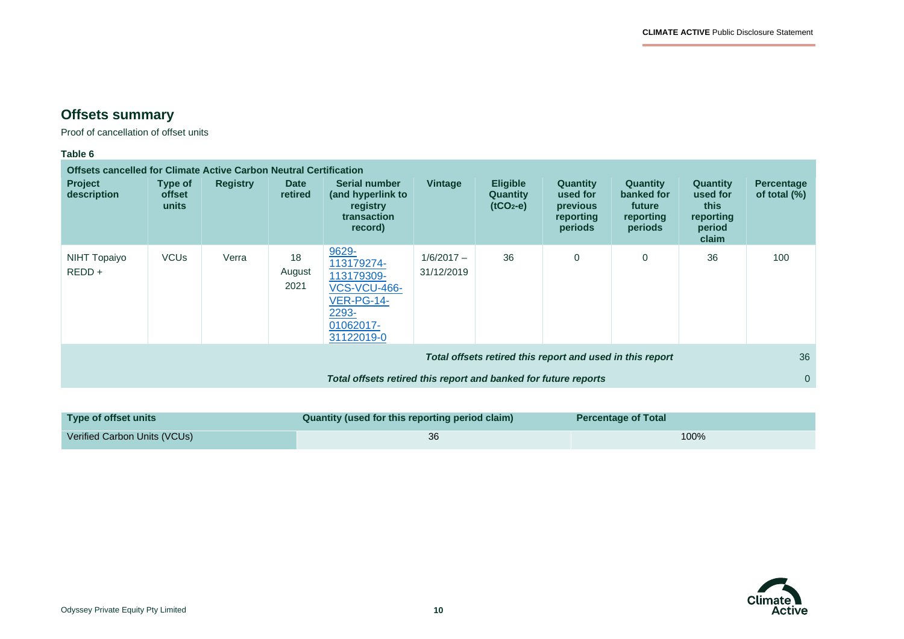## Offsets summary

Proof of cancellation of offset units

**Table 6**

| Offsets cancelled for Climate Active Carbon Neutral Certification | | | | | | | | | | |
|---|---|---|---|---|---|---|---|---|---|---|
| **Project description** | **Type of offset units** | **Registry** | **Date retired** | **Serial number (and hyperlink to registry transaction record)** | **Vintage** | **Eligible Quantity ($tCO_2$-e)** | **Quantity used for previous reporting periods** | **Quantity banked for future reporting periods** | **Quantity used for this reporting period claim** | **Percentage of total (%)** |
| NIHT Topaiyo REDD + | VCUs | Verra | 18 August 2021 | 9629-113179274-113179309-VCS-VCU-466-VER-PG-14-2293-01062017-31122019-0 | 1/6/2017 – 31/12/2019 | 36 | 0 | 0 | 36 | 100 |
| ***Total offsets retired this report and used in this report*** | | | | | | | | | | 36 |
| ***Total offsets retired this report and banked for future reports*** | | | | | | | | | | 0 |

| Type of offset units | Quantity (used for this reporting period claim) | Percentage of Total |
|---|---|---|
| Verified Carbon Units (VCUs) | 36 | 100% |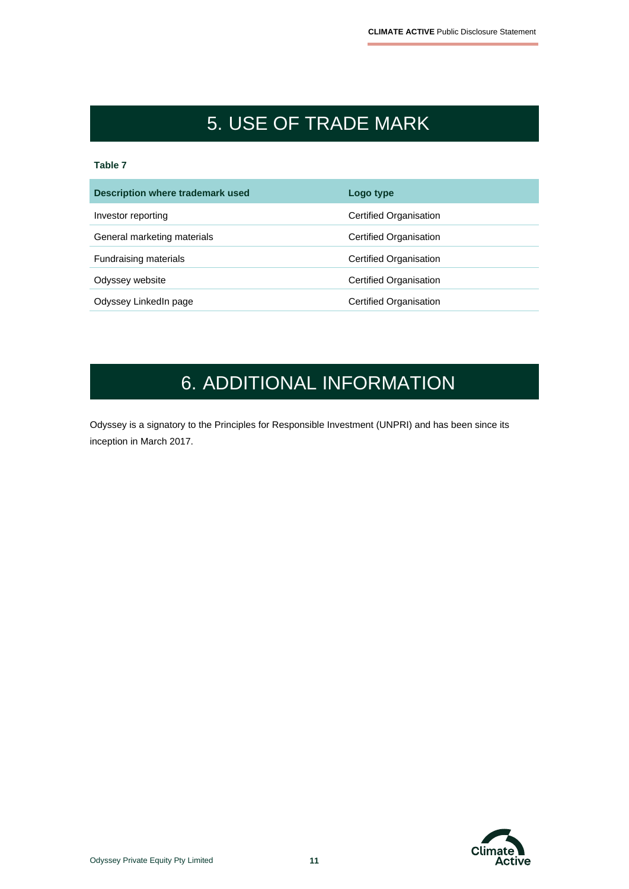# 5. USE OF TRADE MARK

**Table 7**

| Description where trademark used | Logo type |
| --- | --- |
| Investor reporting | Certified Organisation |
| General marketing materials | Certified Organisation |
| Fundraising materials | Certified Organisation |
| Odyssey website | Certified Organisation |
| Odyssey LinkedIn page | Certified Organisation |

# 6. ADDITIONAL INFORMATION

Odyssey is a signatory to the Principles for Responsible Investment (UNPRI) and has been since its inception in March 2017.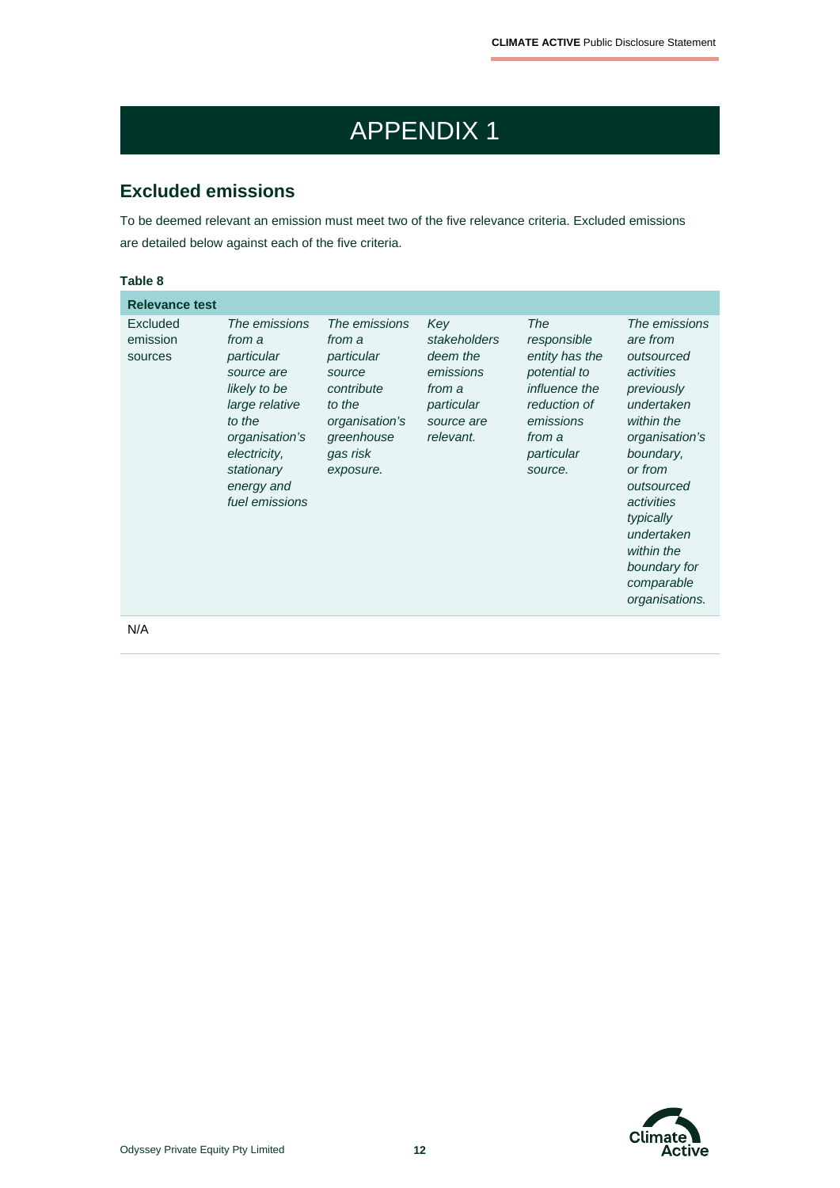# APPENDIX 1

## Excluded emissions

To be deemed relevant an emission must meet two of the five relevance criteria. Excluded emissions are detailed below against each of the five criteria.

**Table 8**

| **Relevance test** | | | | | |
|---|---|---|---|---|---|
| Excluded emission sources | *The emissions from a particular source are likely to be large relative to the organisation's electricity, stationary energy and fuel emissions* | *The emissions from a particular source contribute to the organisation's greenhouse gas risk exposure.* | *Key stakeholders deem the emissions from a particular source are relevant.* | *The responsible entity has the potential to influence the reduction of emissions from a particular source.* | *The emissions are from outsourced activities previously undertaken within the organisation's boundary, or from outsourced activities typically undertaken within the boundary for comparable organisations.* |
| N/A | | | | | |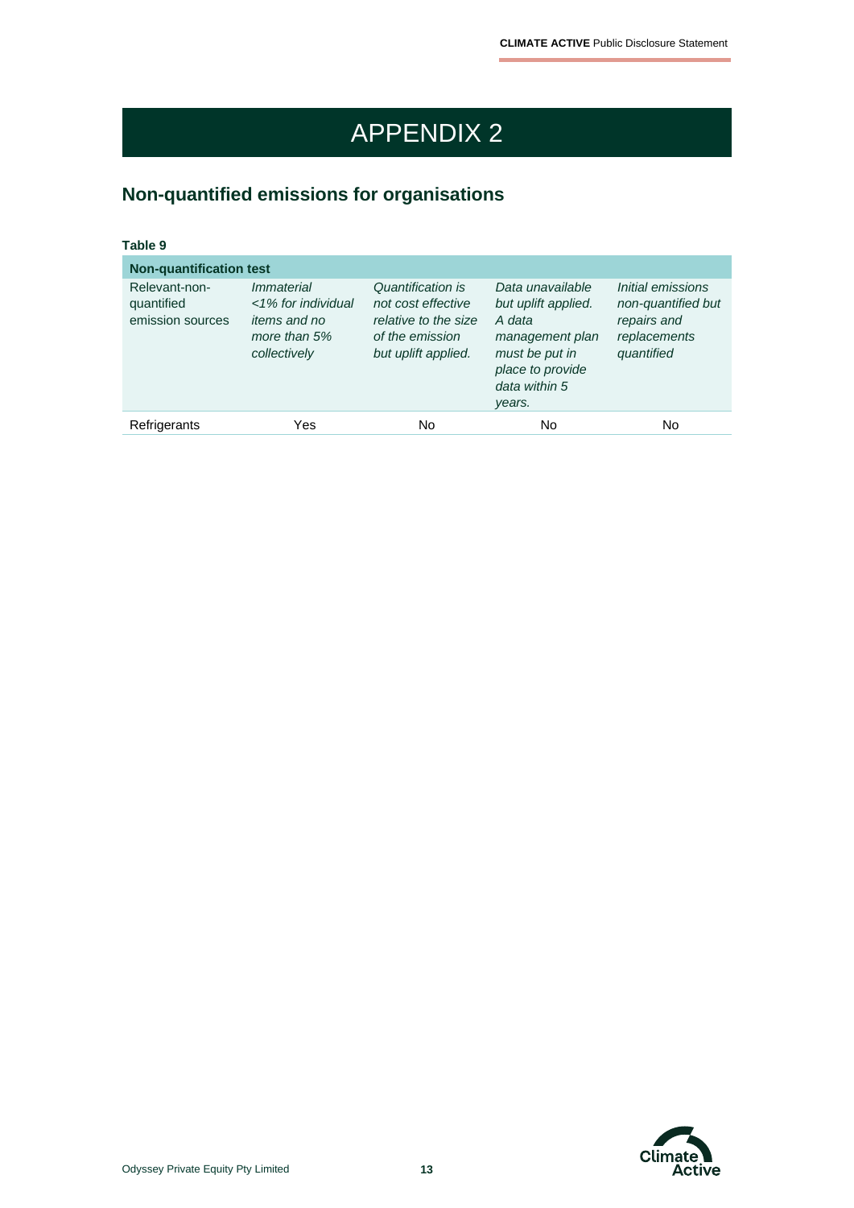# APPENDIX 2

## Non-quantified emissions for organisations

**Table 9**

| **Non-quantification test** | | | | |
|---|---|---|---|---|
| Relevant-non-quantified emission sources | *Immaterial <1% for individual items and no more than 5% collectively* | *Quantification is not cost effective relative to the size of the emission but uplift applied.* | *Data unavailable but uplift applied. A data management plan must be put in place to provide data within 5 years.* | *Initial emissions non-quantified but repairs and replacements quantified* |
| Refrigerants | Yes | No | No | No |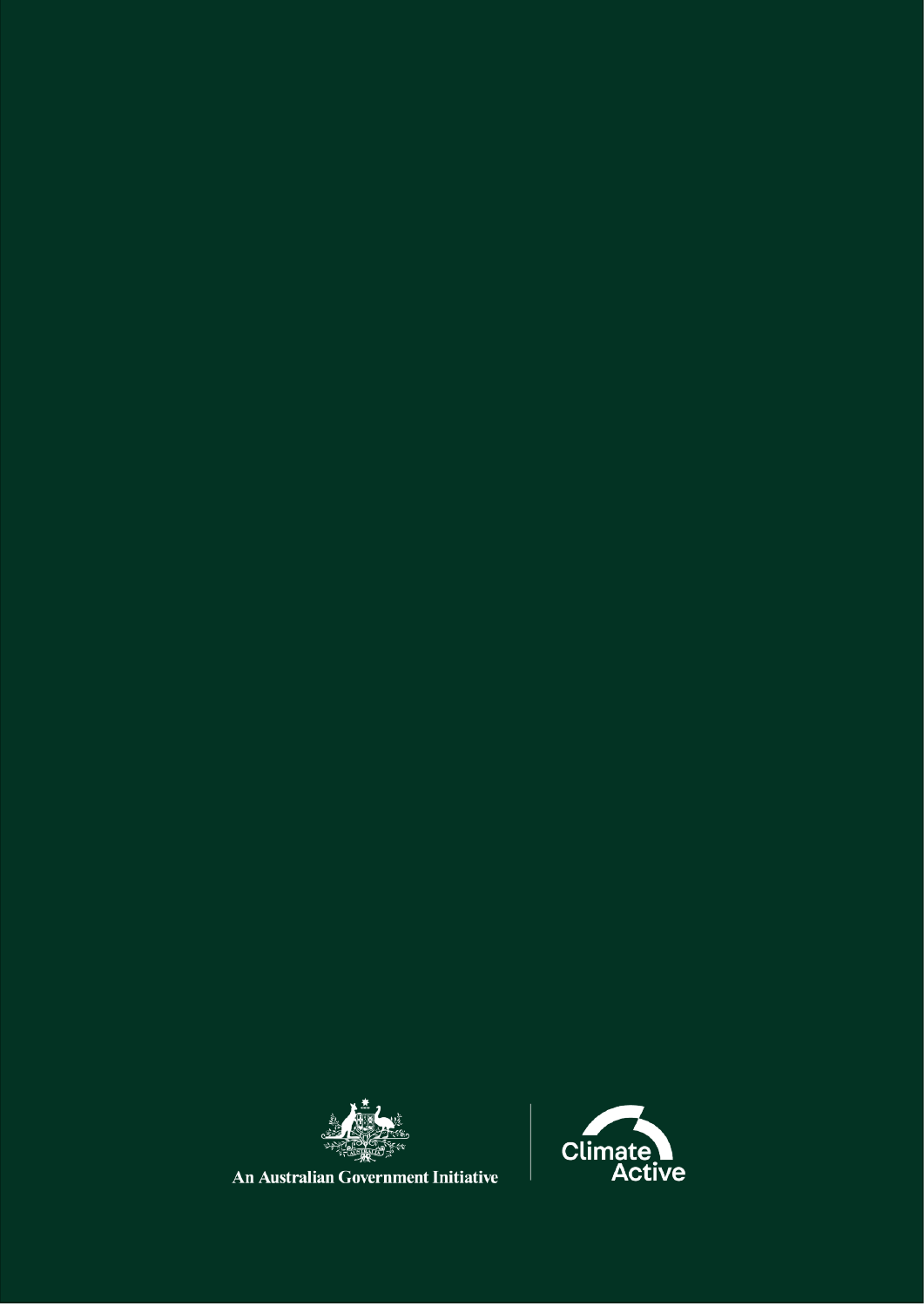An Australian Government Initiative

Climate Active